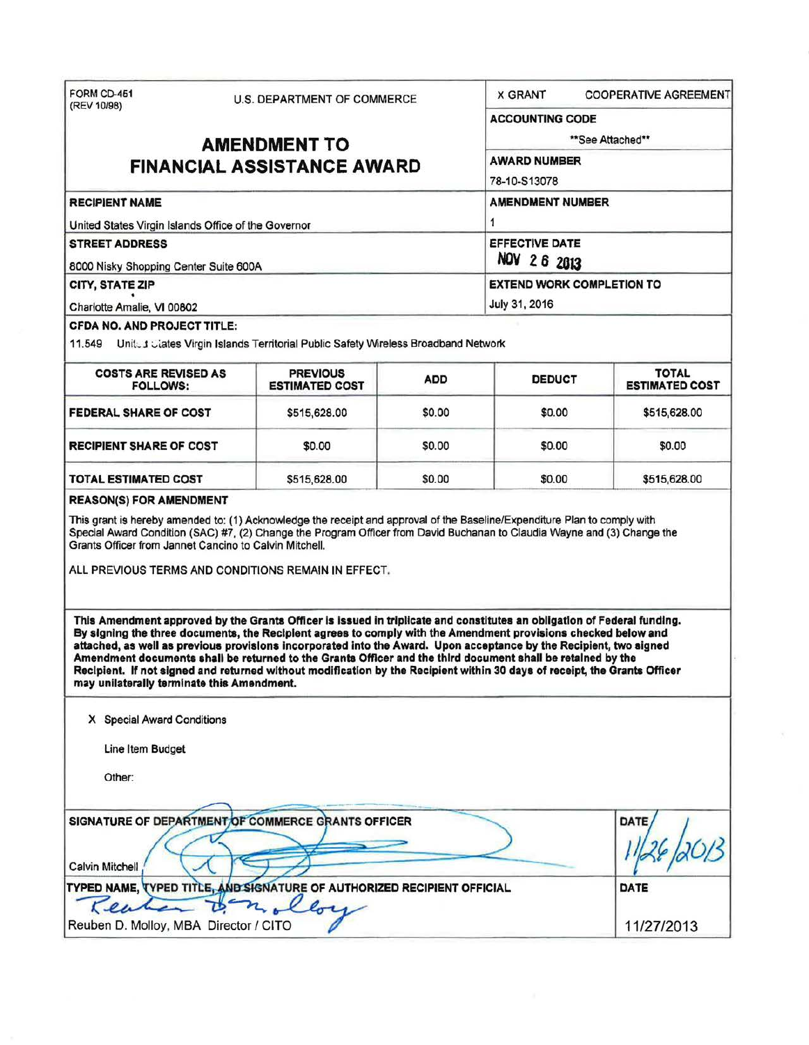FORM CD-451
(REV 10/98)

U.S. DEPARTMENT OF COMMERCE

# AMENDMENT TO FINANCIAL ASSISTANCE AWARD

| | |
|---|---|
| X GRANT | COOPERATIVE AGREEMENT |
| **ACCOUNTING CODE** | **See Attached** |
| **AWARD NUMBER** | 78-10-S13078 |
| **AMENDMENT NUMBER** | 1 |
| **EFFECTIVE DATE** | NOV 26 2013 |
| **EXTEND WORK COMPLETION TO** | July 31, 2016 |

**RECIPIENT NAME**

United States Virgin Islands Office of the Governor

**STREET ADDRESS**

8000 Nisky Shopping Center Suite 600A

**CITY, STATE ZIP**

Charlotte Amalie, VI 00802

**CFDA NO. AND PROJECT TITLE:**

11.549 United States Virgin Islands Territorial Public Safety Wireless Broadband Network

| COSTS ARE REVISED AS FOLLOWS: | PREVIOUS ESTIMATED COST | ADD | DEDUCT | TOTAL ESTIMATED COST |
|---|---|---|---|---|
| **FEDERAL SHARE OF COST** | $515,628.00 | $0.00 | $0.00 | $515,628.00 |
| **RECIPIENT SHARE OF COST** | $0.00 | $0.00 | $0.00 | $0.00 |
| **TOTAL ESTIMATED COST** | $515,628.00 | $0.00 | $0.00 | $515,628.00 |

**REASON(S) FOR AMENDMENT**

This grant is hereby amended to: (1) Acknowledge the receipt and approval of the Baseline/Expenditure Plan to comply with Special Award Condition (SAC) #7, (2) Change the Program Officer from David Buchanan to Claudia Wayne and (3) Change the Grants Officer from Jannet Cancino to Calvin Mitchell.

ALL PREVIOUS TERMS AND CONDITIONS REMAIN IN EFFECT.

**This Amendment approved by the Grants Officer is issued in triplicate and constitutes an obligation of Federal funding. By signing the three documents, the Recipient agrees to comply with the Amendment provisions checked below and attached, as well as previous provisions incorporated into the Award. Upon acceptance by the Recipient, two signed Amendment documents shall be returned to the Grants Officer and the third document shall be retained by the Recipient. If not signed and returned without modification by the Recipient within 30 days of receipt, the Grants Officer may unilaterally terminate this Amendment.**

X Special Award Conditions

Line Item Budget

Other:

| SIGNATURE OF DEPARTMENT OF COMMERCE GRANTS OFFICER | DATE |
|---|---|
| Calvin Mitchell | 11/26/2013 |
| **TYPED NAME, TYPED TITLE, AND SIGNATURE OF AUTHORIZED RECIPIENT OFFICIAL** | **DATE** |
| Reuben D. Molloy, MBA Director / CITO | 11/27/2013 |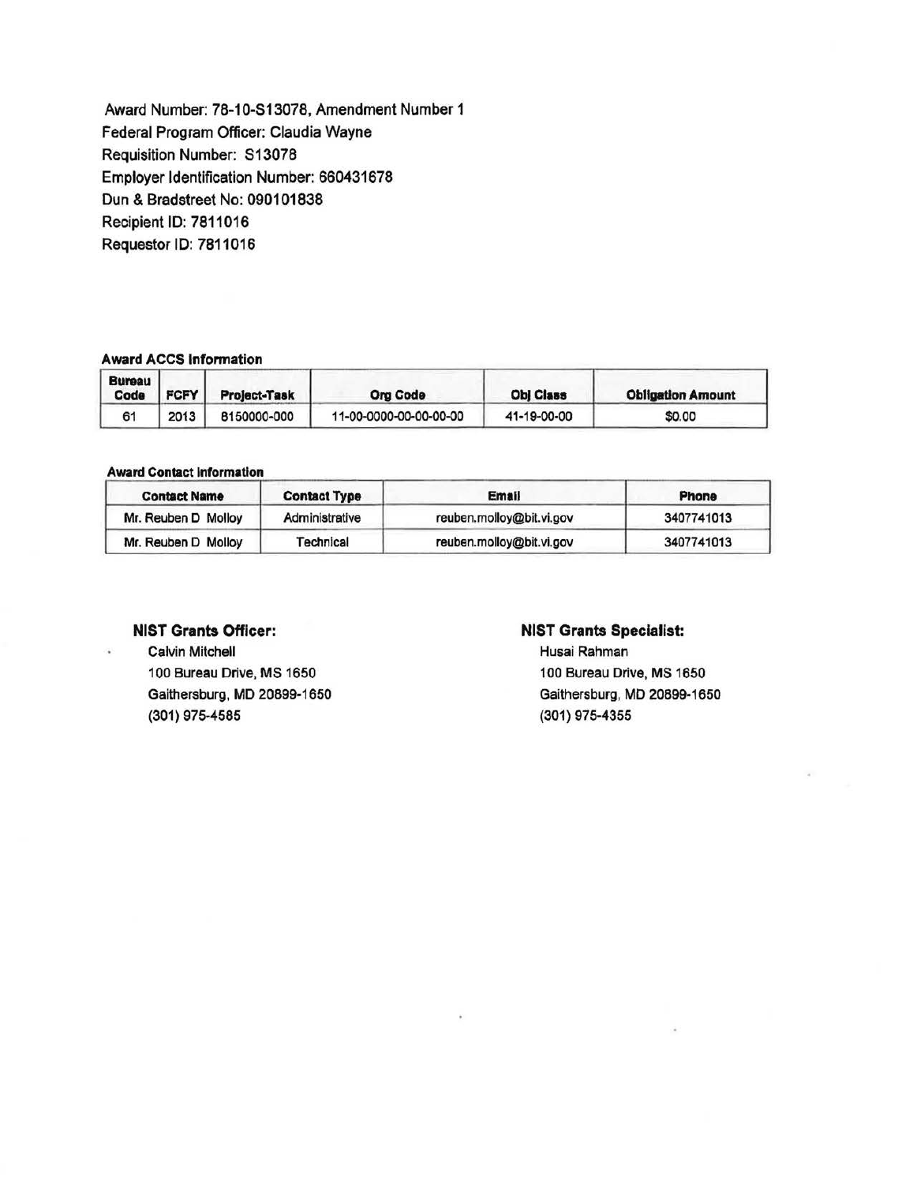Award Number: 78-10-S13078, Amendment Number 1
Federal Program Officer: Claudia Wayne
Requisition Number: S13078
Employer Identification Number: 660431678
Dun & Bradstreet No: 090101838
Recipient ID: 7811016
Requestor ID: 7811016

**Award ACCS Information**

| Bureau Code | FCFY | Project-Task | Org Code | Obj Class | Obligation Amount |
|---|---|---|---|---|---|
| 61 | 2013 | 8150000-000 | 11-00-0000-00-00-00-00 | 41-19-00-00 | $0.00 |

**Award Contact Information**

| Contact Name | Contact Type | Email | Phone |
|---|---|---|---|
| Mr. Reuben D Molloy | Administrative | reuben.molloy@bit.vi.gov | 3407741013 |
| Mr. Reuben D Molloy | Technical | reuben.molloy@bit.vi.gov | 3407741013 |

**NIST Grants Officer:**

Calvin Mitchell
100 Bureau Drive, MS 1650
Gaithersburg, MD 20899-1650
(301) 975-4585

**NIST Grants Specialist:**

Husai Rahman
100 Bureau Drive, MS 1650
Gaithersburg, MD 20899-1650
(301) 975-4355